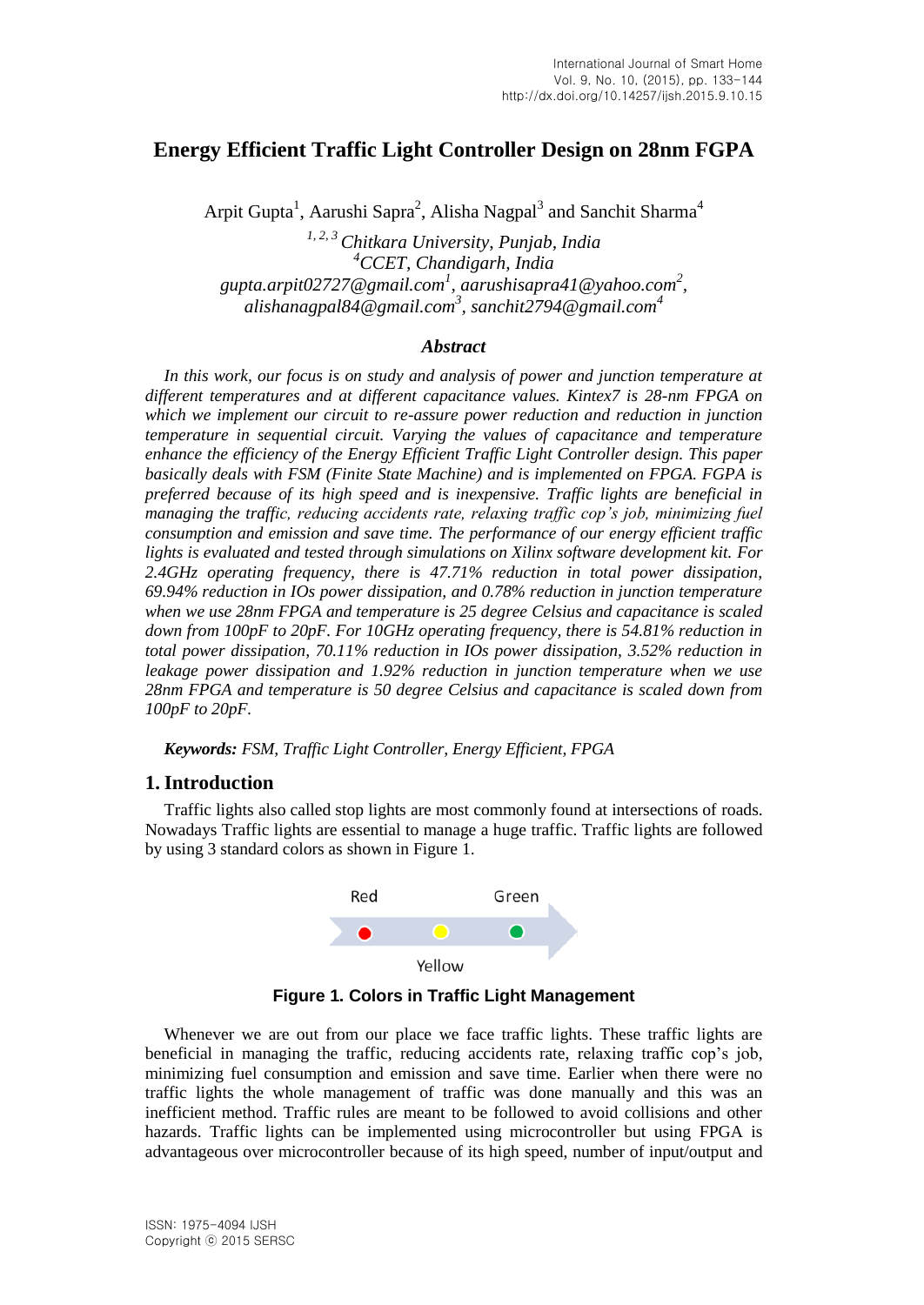# Energy Efficient Traffic Light Controller Design on 28nm FGPA

Arpit Gupta[1], Aarushi Sapra[2], Alisha Nagpal[3] and Sanchit Sharma[4]

*[1, 2, 3] Chitkara University, Punjab, India*
*[4] CCET, Chandigarh, India*
*gupta.arpit02727@gmail.com[1], aarushisapra41@yahoo.com[2], alishanagpal84@gmail.com[3], sanchit2794@gmail.com[4]*

### *Abstract*

*In this work, our focus is on study and analysis of power and junction temperature at different temperatures and at different capacitance values. Kintex7 is 28-nm FPGA on which we implement our circuit to re-assure power reduction and reduction in junction temperature in sequential circuit. Varying the values of capacitance and temperature enhance the efficiency of the Energy Efficient Traffic Light Controller design. This paper basically deals with FSM (Finite State Machine) and is implemented on FPGA. FGPA is preferred because of its high speed and is inexpensive. Traffic lights are beneficial in managing the traffic, reducing accidents rate, relaxing traffic cop's job, minimizing fuel consumption and emission and save time. The performance of our energy efficient traffic lights is evaluated and tested through simulations on Xilinx software development kit. For 2.4GHz operating frequency, there is 47.71% reduction in total power dissipation, 69.94% reduction in IOs power dissipation, and 0.78% reduction in junction temperature when we use 28nm FPGA and temperature is 25 degree Celsius and capacitance is scaled down from 100pF to 20pF. For 10GHz operating frequency, there is 54.81% reduction in total power dissipation, 70.11% reduction in IOs power dissipation, 3.52% reduction in leakage power dissipation and 1.92% reduction in junction temperature when we use 28nm FPGA and temperature is 50 degree Celsius and capacitance is scaled down from 100pF to 20pF.*

***Keywords:** FSM, Traffic Light Controller, Energy Efficient, FPGA*

## 1. Introduction

Traffic lights also called stop lights are most commonly found at intersections of roads. Nowadays Traffic lights are essential to manage a huge traffic. Traffic lights are followed by using 3 standard colors as shown in Figure 1.

Red Green Yellow

**Figure 1. Colors in Traffic Light Management**

Whenever we are out from our place we face traffic lights. These traffic lights are beneficial in managing the traffic, reducing accidents rate, relaxing traffic cop's job, minimizing fuel consumption and emission and save time. Earlier when there were no traffic lights the whole management of traffic was done manually and this was an inefficient method. Traffic rules are meant to be followed to avoid collisions and other hazards. Traffic lights can be implemented using microcontroller but using FPGA is advantageous over microcontroller because of its high speed, number of input/output and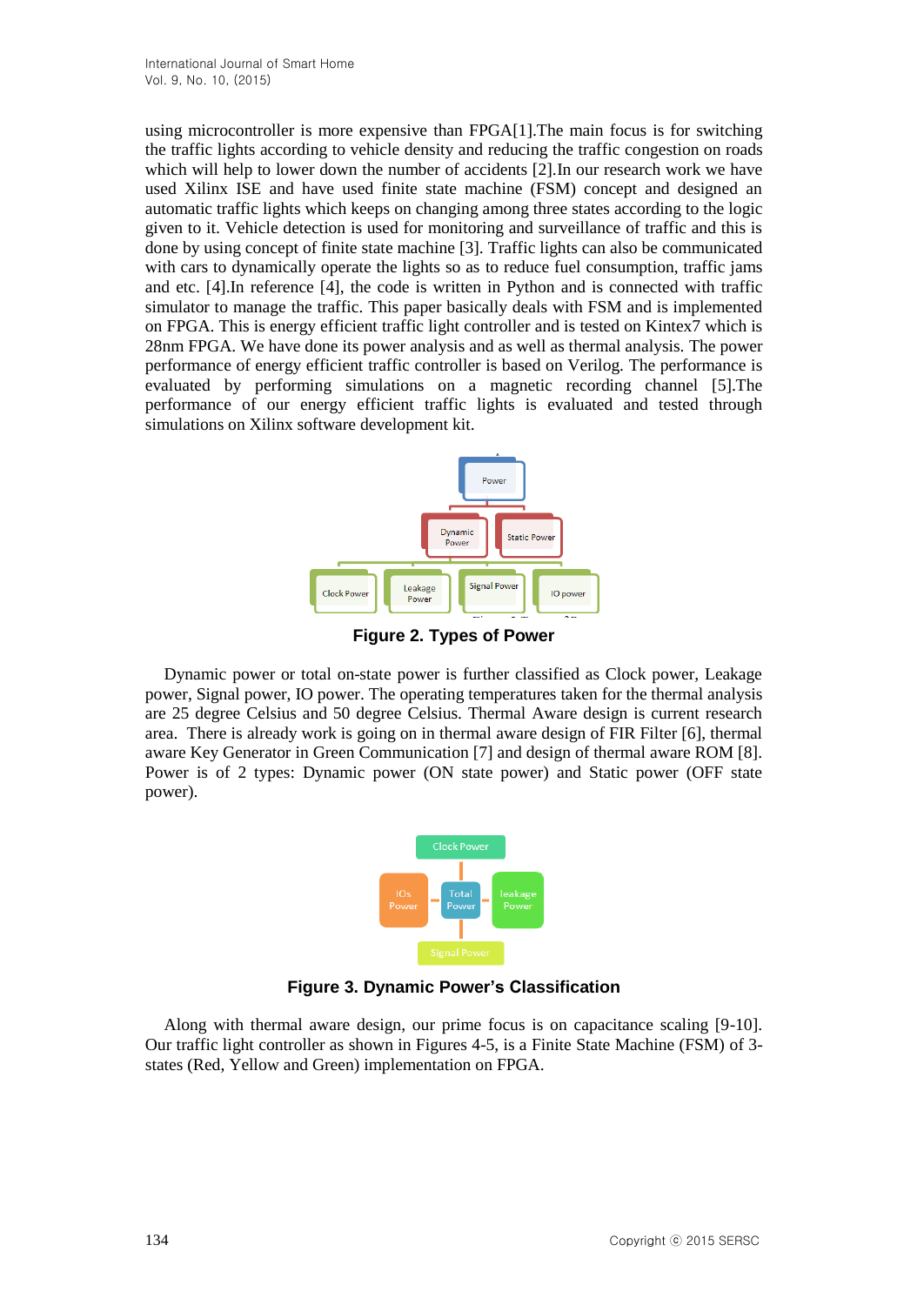using microcontroller is more expensive than FPGA[1].The main focus is for switching the traffic lights according to vehicle density and reducing the traffic congestion on roads which will help to lower down the number of accidents [2].In our research work we have used Xilinx ISE and have used finite state machine (FSM) concept and designed an automatic traffic lights which keeps on changing among three states according to the logic given to it. Vehicle detection is used for monitoring and surveillance of traffic and this is done by using concept of finite state machine [3]. Traffic lights can also be communicated with cars to dynamically operate the lights so as to reduce fuel consumption, traffic jams and etc. [4].In reference [4], the code is written in Python and is connected with traffic simulator to manage the traffic. This paper basically deals with FSM and is implemented on FPGA. This is energy efficient traffic light controller and is tested on Kintex7 which is 28nm FPGA. We have done its power analysis and as well as thermal analysis. The power performance of energy efficient traffic controller is based on Verilog. The performance is evaluated by performing simulations on a magnetic recording channel [5].The performance of our energy efficient traffic lights is evaluated and tested through simulations on Xilinx software development kit.

**Figure 2. Types of Power**

Dynamic power or total on-state power is further classified as Clock power, Leakage power, Signal power, IO power. The operating temperatures taken for the thermal analysis are 25 degree Celsius and 50 degree Celsius. Thermal Aware design is current research area. There is already work is going on in thermal aware design of FIR Filter [6], thermal aware Key Generator in Green Communication [7] and design of thermal aware ROM [8]. Power is of 2 types: Dynamic power (ON state power) and Static power (OFF state power).

**Figure 3. Dynamic Power's Classification**

Along with thermal aware design, our prime focus is on capacitance scaling [9-10]. Our traffic light controller as shown in Figures 4-5, is a Finite State Machine (FSM) of 3-states (Red, Yellow and Green) implementation on FPGA.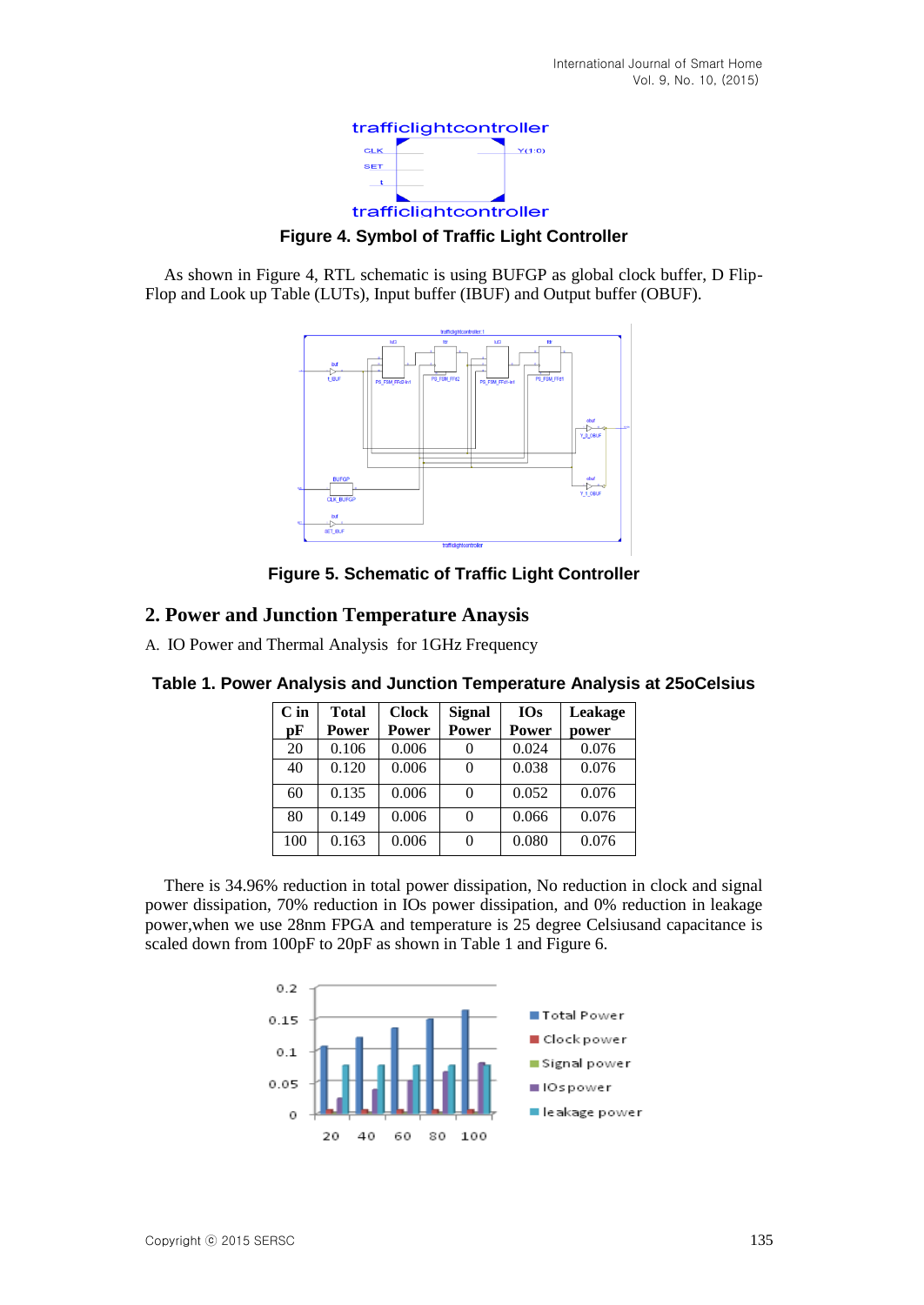trafficlightcontroller

**Figure 4. Symbol of Traffic Light Controller**

As shown in Figure 4, RTL schematic is using BUFGP as global clock buffer, D Flip-Flop and Look up Table (LUTs), Input buffer (IBUF) and Output buffer (OBUF).

**Figure 5. Schematic of Traffic Light Controller**

## 2. Power and Junction Temperature Anaysis

A. IO Power and Thermal Analysis for 1GHz Frequency

**Table 1. Power Analysis and Junction Temperature Analysis at 25oCelsius**

| C in pF | Total Power | Clock Power | Signal Power | IOs Power | Leakage power |
|---|---|---|---|---|---|
| 20 | 0.106 | 0.006 | 0 | 0.024 | 0.076 |
| 40 | 0.120 | 0.006 | 0 | 0.038 | 0.076 |
| 60 | 0.135 | 0.006 | 0 | 0.052 | 0.076 |
| 80 | 0.149 | 0.006 | 0 | 0.066 | 0.076 |
| 100 | 0.163 | 0.006 | 0 | 0.080 | 0.076 |

There is 34.96% reduction in total power dissipation, No reduction in clock and signal power dissipation, 70% reduction in IOs power dissipation, and 0% reduction in leakage power,when we use 28nm FPGA and temperature is 25 degree Celsiusand capacitance is scaled down from 100pF to 20pF as shown in Table 1 and Figure 6.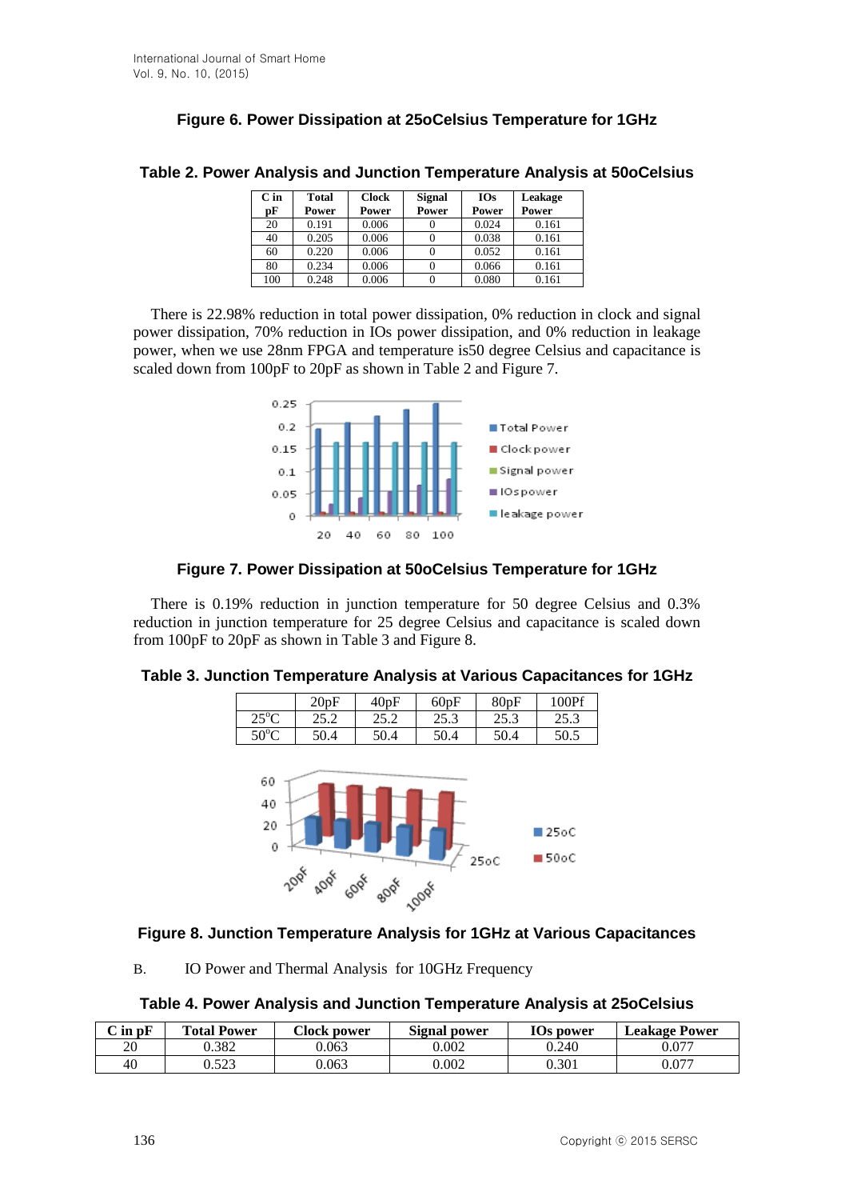**Figure 6. Power Dissipation at 25oCelsius Temperature for 1GHz**

**Table 2. Power Analysis and Junction Temperature Analysis at 50oCelsius**

| C in pF | Total Power | Clock Power | Signal Power | IOs Power | Leakage Power |
|---|---|---|---|---|---|
| 20 | 0.191 | 0.006 | 0 | 0.024 | 0.161 |
| 40 | 0.205 | 0.006 | 0 | 0.038 | 0.161 |
| 60 | 0.220 | 0.006 | 0 | 0.052 | 0.161 |
| 80 | 0.234 | 0.006 | 0 | 0.066 | 0.161 |
| 100 | 0.248 | 0.006 | 0 | 0.080 | 0.161 |

There is 22.98% reduction in total power dissipation, 0% reduction in clock and signal power dissipation, 70% reduction in IOs power dissipation, and 0% reduction in leakage power, when we use 28nm FPGA and temperature is50 degree Celsius and capacitance is scaled down from 100pF to 20pF as shown in Table 2 and Figure 7.

**Figure 7. Power Dissipation at 50oCelsius Temperature for 1GHz**

There is 0.19% reduction in junction temperature for 50 degree Celsius and 0.3% reduction in junction temperature for 25 degree Celsius and capacitance is scaled down from 100pF to 20pF as shown in Table 3 and Figure 8.

**Table 3. Junction Temperature Analysis at Various Capacitances for 1GHz**

| | 20pF | 40pF | 60pF | 80pF | 100Pf |
|---|---|---|---|---|---|
| 25°C | 25.2 | 25.2 | 25.3 | 25.3 | 25.3 |
| 50°C | 50.4 | 50.4 | 50.4 | 50.4 | 50.5 |

**Figure 8. Junction Temperature Analysis for 1GHz at Various Capacitances**

B. IO Power and Thermal Analysis for 10GHz Frequency

**Table 4. Power Analysis and Junction Temperature Analysis at 25oCelsius**

| C in pF | Total Power | Clock power | Signal power | IOs power | Leakage Power |
|---|---|---|---|---|---|
| 20 | 0.382 | 0.063 | 0.002 | 0.240 | 0.077 |
| 40 | 0.523 | 0.063 | 0.002 | 0.301 | 0.077 |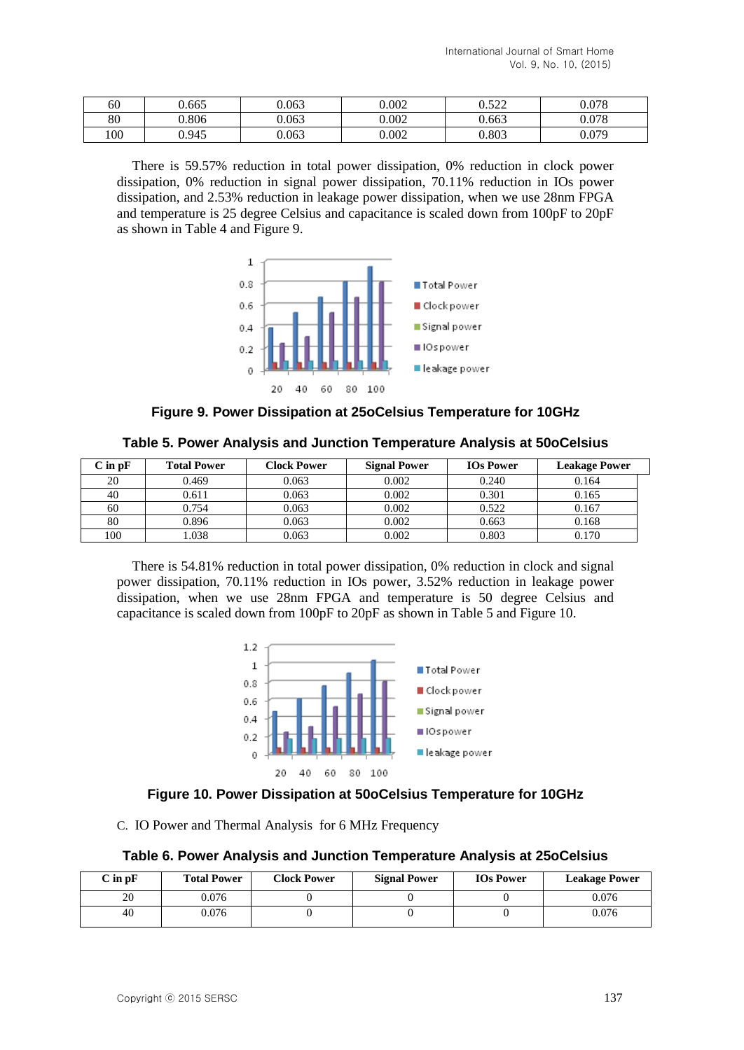| 60 | 0.665 | 0.063 | 0.002 | 0.522 | 0.078 |
|---|---|---|---|---|---|
| 80 | 0.806 | 0.063 | 0.002 | 0.663 | 0.078 |
| 100 | 0.945 | 0.063 | 0.002 | 0.803 | 0.079 |

There is 59.57% reduction in total power dissipation, 0% reduction in clock power dissipation, 0% reduction in signal power dissipation, 70.11% reduction in IOs power dissipation, and 2.53% reduction in leakage power dissipation, when we use 28nm FPGA and temperature is 25 degree Celsius and capacitance is scaled down from 100pF to 20pF as shown in Table 4 and Figure 9.

**Figure 9. Power Dissipation at 25oCelsius Temperature for 10GHz**

**Table 5. Power Analysis and Junction Temperature Analysis at 50oCelsius**

| C in pF | Total Power | Clock Power | Signal Power | IOs Power | Leakage Power |
|---|---|---|---|---|---|
| 20 | 0.469 | 0.063 | 0.002 | 0.240 | 0.164 |
| 40 | 0.611 | 0.063 | 0.002 | 0.301 | 0.165 |
| 60 | 0.754 | 0.063 | 0.002 | 0.522 | 0.167 |
| 80 | 0.896 | 0.063 | 0.002 | 0.663 | 0.168 |
| 100 | 1.038 | 0.063 | 0.002 | 0.803 | 0.170 |

There is 54.81% reduction in total power dissipation, 0% reduction in clock and signal power dissipation, 70.11% reduction in IOs power, 3.52% reduction in leakage power dissipation, when we use 28nm FPGA and temperature is 50 degree Celsius and capacitance is scaled down from 100pF to 20pF as shown in Table 5 and Figure 10.

**Figure 10. Power Dissipation at 50oCelsius Temperature for 10GHz**

C. IO Power and Thermal Analysis for 6 MHz Frequency

**Table 6. Power Analysis and Junction Temperature Analysis at 25oCelsius**

| C in pF | Total Power | Clock Power | Signal Power | IOs Power | Leakage Power |
|---|---|---|---|---|---|
| 20 | 0.076 | 0 | 0 | 0 | 0.076 |
| 40 | 0.076 | 0 | 0 | 0 | 0.076 |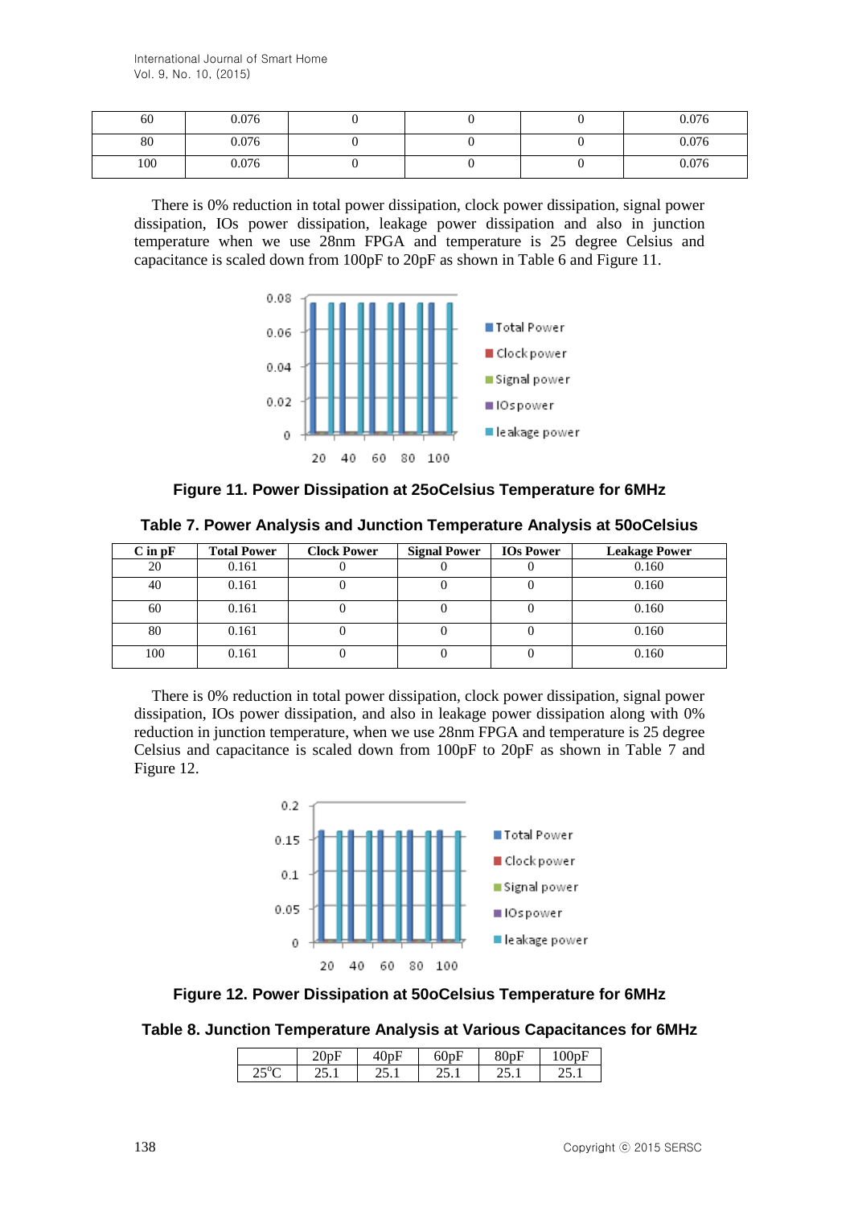| 60 | 0.076 | 0 | 0 | 0 | 0.076 |
|---|---|---|---|---|---|
| 80 | 0.076 | 0 | 0 | 0 | 0.076 |
| 100 | 0.076 | 0 | 0 | 0 | 0.076 |

There is 0% reduction in total power dissipation, clock power dissipation, signal power dissipation, IOs power dissipation, leakage power dissipation and also in junction temperature when we use 28nm FPGA and temperature is 25 degree Celsius and capacitance is scaled down from 100pF to 20pF as shown in Table 6 and Figure 11.

**Figure 11. Power Dissipation at 25oCelsius Temperature for 6MHz**

**Table 7. Power Analysis and Junction Temperature Analysis at 50oCelsius**

| C in pF | Total Power | Clock Power | Signal Power | IOs Power | Leakage Power |
|---|---|---|---|---|---|
| 20 | 0.161 | 0 | 0 | 0 | 0.160 |
| 40 | 0.161 | 0 | 0 | 0 | 0.160 |
| 60 | 0.161 | 0 | 0 | 0 | 0.160 |
| 80 | 0.161 | 0 | 0 | 0 | 0.160 |
| 100 | 0.161 | 0 | 0 | 0 | 0.160 |

There is 0% reduction in total power dissipation, clock power dissipation, signal power dissipation, IOs power dissipation, and also in leakage power dissipation along with 0% reduction in junction temperature, when we use 28nm FPGA and temperature is 25 degree Celsius and capacitance is scaled down from 100pF to 20pF as shown in Table 7 and Figure 12.

**Figure 12. Power Dissipation at 50oCelsius Temperature for 6MHz**

**Table 8. Junction Temperature Analysis at Various Capacitances for 6MHz**

| | 20pF | 40pF | 60pF | 80pF | 100pF |
|---|---|---|---|---|---|
| 25°C | 25.1 | 25.1 | 25.1 | 25.1 | 25.1 |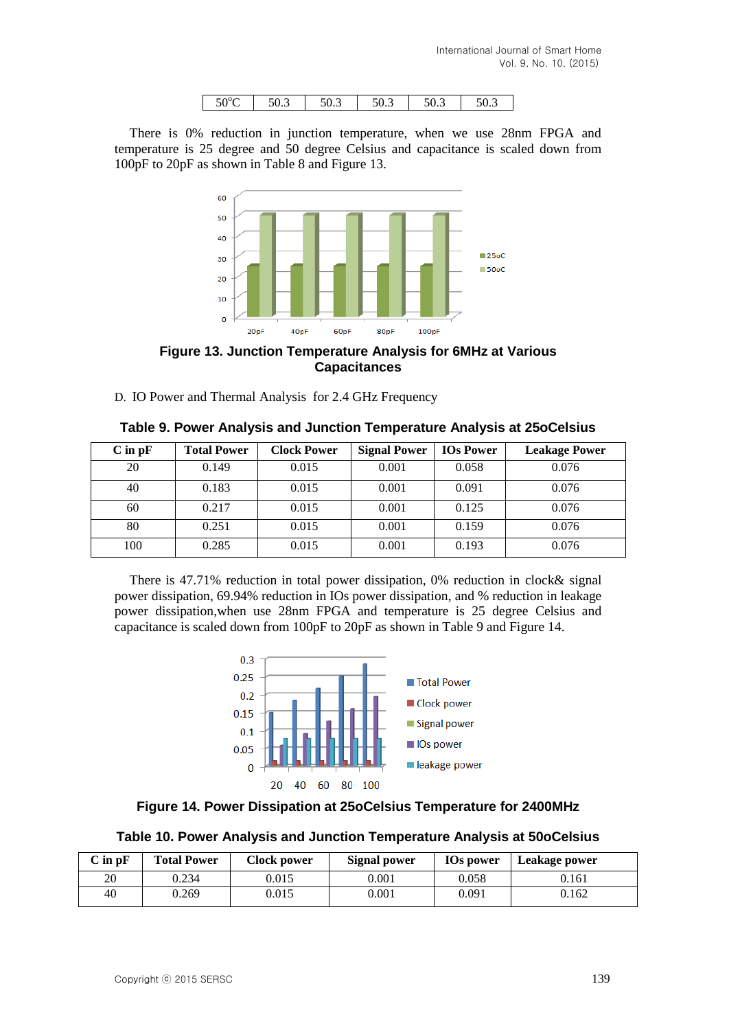| 50°C | 50.3 | 50.3 | 50.3 | 50.3 | 50.3 |
|---|---|---|---|---|---|

There is 0% reduction in junction temperature, when we use 28nm FPGA and temperature is 25 degree and 50 degree Celsius and capacitance is scaled down from 100pF to 20pF as shown in Table 8 and Figure 13.

**Figure 13. Junction Temperature Analysis for 6MHz at Various Capacitances**

D. IO Power and Thermal Analysis for 2.4 GHz Frequency

**Table 9. Power Analysis and Junction Temperature Analysis at 25oCelsius**

| C in pF | Total Power | Clock Power | Signal Power | IOs Power | Leakage Power |
|---|---|---|---|---|---|
| 20 | 0.149 | 0.015 | 0.001 | 0.058 | 0.076 |
| 40 | 0.183 | 0.015 | 0.001 | 0.091 | 0.076 |
| 60 | 0.217 | 0.015 | 0.001 | 0.125 | 0.076 |
| 80 | 0.251 | 0.015 | 0.001 | 0.159 | 0.076 |
| 100 | 0.285 | 0.015 | 0.001 | 0.193 | 0.076 |

There is 47.71% reduction in total power dissipation, 0% reduction in clock& signal power dissipation, 69.94% reduction in IOs power dissipation, and % reduction in leakage power dissipation,when use 28nm FPGA and temperature is 25 degree Celsius and capacitance is scaled down from 100pF to 20pF as shown in Table 9 and Figure 14.

**Figure 14. Power Dissipation at 25oCelsius Temperature for 2400MHz**

**Table 10. Power Analysis and Junction Temperature Analysis at 50oCelsius**

| C in pF | Total Power | Clock power | Signal power | IOs power | Leakage power |
|---|---|---|---|---|---|
| 20 | 0.234 | 0.015 | 0.001 | 0.058 | 0.161 |
| 40 | 0.269 | 0.015 | 0.001 | 0.091 | 0.162 |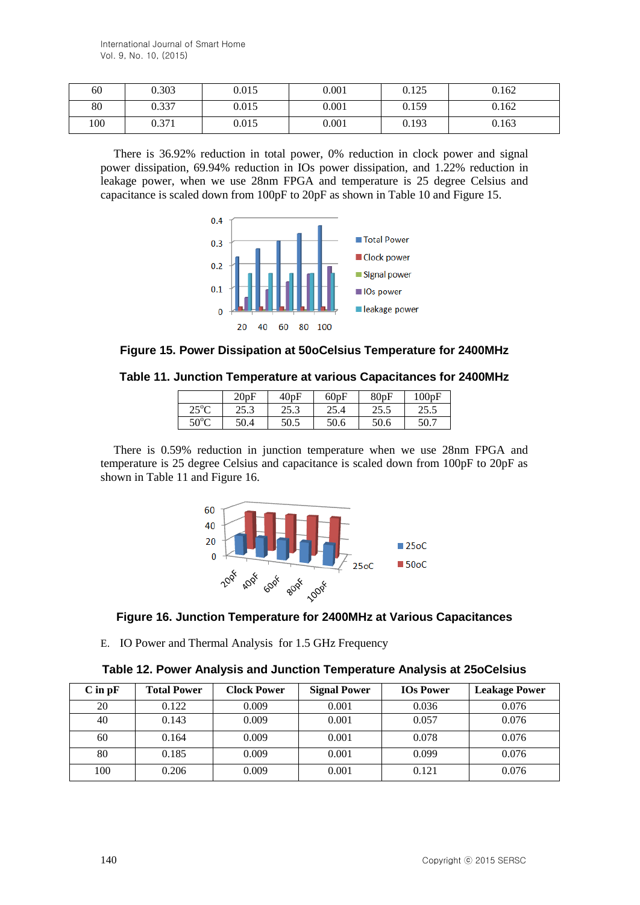| 60 | 0.303 | 0.015 | 0.001 | 0.125 | 0.162 |
|---|---|---|---|---|---|
| 80 | 0.337 | 0.015 | 0.001 | 0.159 | 0.162 |
| 100 | 0.371 | 0.015 | 0.001 | 0.193 | 0.163 |

There is 36.92% reduction in total power, 0% reduction in clock power and signal power dissipation, 69.94% reduction in IOs power dissipation, and 1.22% reduction in leakage power, when we use 28nm FPGA and temperature is 25 degree Celsius and capacitance is scaled down from 100pF to 20pF as shown in Table 10 and Figure 15.

**Figure 15. Power Dissipation at 50oCelsius Temperature for 2400MHz**

**Table 11. Junction Temperature at various Capacitances for 2400MHz**

| | 20pF | 40pF | 60pF | 80pF | 100pF |
|---|---|---|---|---|---|
| $25^{o}$C | 25.3 | 25.3 | 25.4 | 25.5 | 25.5 |
| $50^{o}$C | 50.4 | 50.5 | 50.6 | 50.6 | 50.7 |

There is 0.59% reduction in junction temperature when we use 28nm FPGA and temperature is 25 degree Celsius and capacitance is scaled down from 100pF to 20pF as shown in Table 11 and Figure 16.

**Figure 16. Junction Temperature for 2400MHz at Various Capacitances**

E. IO Power and Thermal Analysis for 1.5 GHz Frequency

**Table 12. Power Analysis and Junction Temperature Analysis at 25oCelsius**

| C in pF | Total Power | Clock Power | Signal Power | IOs Power | Leakage Power |
|---|---|---|---|---|---|
| 20 | 0.122 | 0.009 | 0.001 | 0.036 | 0.076 |
| 40 | 0.143 | 0.009 | 0.001 | 0.057 | 0.076 |
| 60 | 0.164 | 0.009 | 0.001 | 0.078 | 0.076 |
| 80 | 0.185 | 0.009 | 0.001 | 0.099 | 0.076 |
| 100 | 0.206 | 0.009 | 0.001 | 0.121 | 0.076 |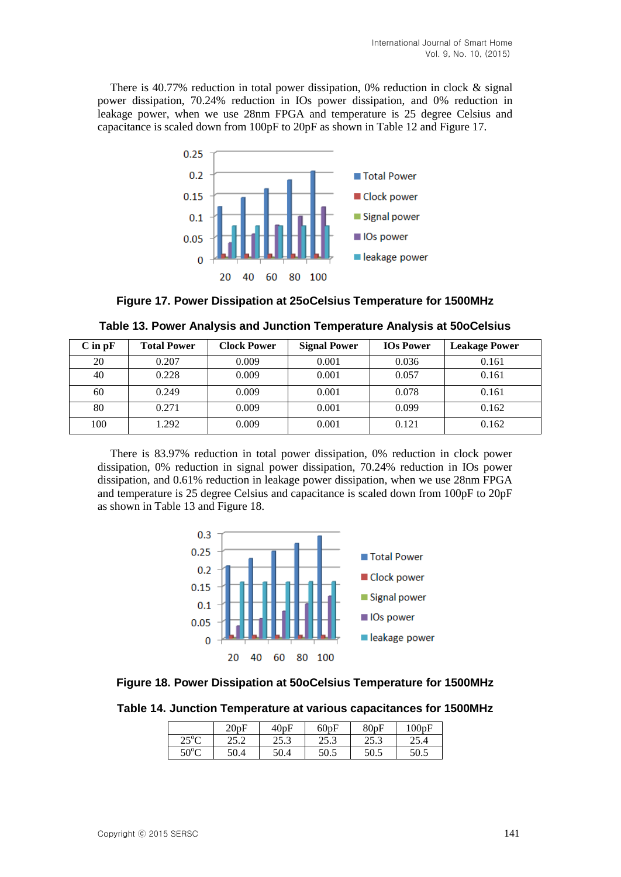There is 40.77% reduction in total power dissipation, 0% reduction in clock & signal power dissipation, 70.24% reduction in IOs power dissipation, and 0% reduction in leakage power, when we use 28nm FPGA and temperature is 25 degree Celsius and capacitance is scaled down from 100pF to 20pF as shown in Table 12 and Figure 17.

**Figure 17. Power Dissipation at 25oCelsius Temperature for 1500MHz**

**Table 13. Power Analysis and Junction Temperature Analysis at 50oCelsius**

| C in pF | Total Power | Clock Power | Signal Power | IOs Power | Leakage Power |
|---|---|---|---|---|---|
| 20 | 0.207 | 0.009 | 0.001 | 0.036 | 0.161 |
| 40 | 0.228 | 0.009 | 0.001 | 0.057 | 0.161 |
| 60 | 0.249 | 0.009 | 0.001 | 0.078 | 0.161 |
| 80 | 0.271 | 0.009 | 0.001 | 0.099 | 0.162 |
| 100 | 1.292 | 0.009 | 0.001 | 0.121 | 0.162 |

There is 83.97% reduction in total power dissipation, 0% reduction in clock power dissipation, 0% reduction in signal power dissipation, 70.24% reduction in IOs power dissipation, and 0.61% reduction in leakage power dissipation, when we use 28nm FPGA and temperature is 25 degree Celsius and capacitance is scaled down from 100pF to 20pF as shown in Table 13 and Figure 18.

**Figure 18. Power Dissipation at 50oCelsius Temperature for 1500MHz**

**Table 14. Junction Temperature at various capacitances for 1500MHz**

| | 20pF | 40pF | 60pF | 80pF | 100pF |
|---|---|---|---|---|---|
| 25°C | 25.2 | 25.3 | 25.3 | 25.3 | 25.4 |
| 50°C | 50.4 | 50.4 | 50.5 | 50.5 | 50.5 |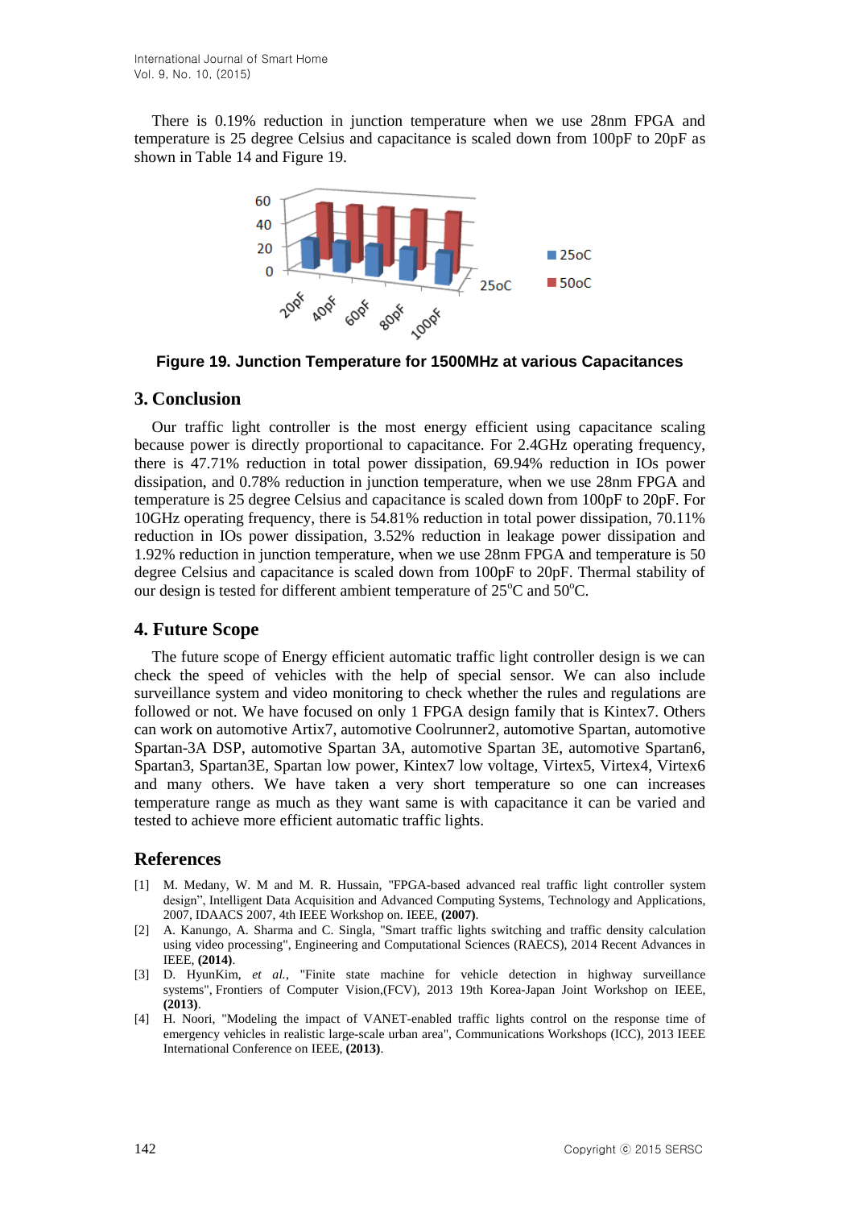There is 0.19% reduction in junction temperature when we use 28nm FPGA and temperature is 25 degree Celsius and capacitance is scaled down from 100pF to 20pF as shown in Table 14 and Figure 19.

**Figure 19. Junction Temperature for 1500MHz at various Capacitances**

## 3. Conclusion

Our traffic light controller is the most energy efficient using capacitance scaling because power is directly proportional to capacitance. For 2.4GHz operating frequency, there is 47.71% reduction in total power dissipation, 69.94% reduction in IOs power dissipation, and 0.78% reduction in junction temperature, when we use 28nm FPGA and temperature is 25 degree Celsius and capacitance is scaled down from 100pF to 20pF. For 10GHz operating frequency, there is 54.81% reduction in total power dissipation, 70.11% reduction in IOs power dissipation, 3.52% reduction in leakage power dissipation and 1.92% reduction in junction temperature, when we use 28nm FPGA and temperature is 50 degree Celsius and capacitance is scaled down from 100pF to 20pF. Thermal stability of our design is tested for different ambient temperature of 25°C and 50°C.

## 4. Future Scope

The future scope of Energy efficient automatic traffic light controller design is we can check the speed of vehicles with the help of special sensor. We can also include surveillance system and video monitoring to check whether the rules and regulations are followed or not. We have focused on only 1 FPGA design family that is Kintex7. Others can work on automotive Artix7, automotive Coolrunner2, automotive Spartan, automotive Spartan-3A DSP, automotive Spartan 3A, automotive Spartan 3E, automotive Spartan6, Spartan3, Spartan3E, Spartan low power, Kintex7 low voltage, Virtex5, Virtex4, Virtex6 and many others. We have taken a very short temperature so one can increases temperature range as much as they want same is with capacitance it can be varied and tested to achieve more efficient automatic traffic lights.

## References

[1] M. Medany, W. M and M. R. Hussain, "FPGA-based advanced real traffic light controller system design", Intelligent Data Acquisition and Advanced Computing Systems, Technology and Applications, 2007, IDAACS 2007, 4th IEEE Workshop on. IEEE, **(2007)**.

[2] A. Kanungo, A. Sharma and C. Singla, "Smart traffic lights switching and traffic density calculation using video processing", Engineering and Computational Sciences (RAECS), 2014 Recent Advances in IEEE, **(2014)**.

[3] D. HyunKim, *et al.*, "Finite state machine for vehicle detection in highway surveillance systems", Frontiers of Computer Vision,(FCV), 2013 19th Korea-Japan Joint Workshop on IEEE, **(2013)**.

[4] H. Noori, "Modeling the impact of VANET-enabled traffic lights control on the response time of emergency vehicles in realistic large-scale urban area", Communications Workshops (ICC), 2013 IEEE International Conference on IEEE, **(2013)**.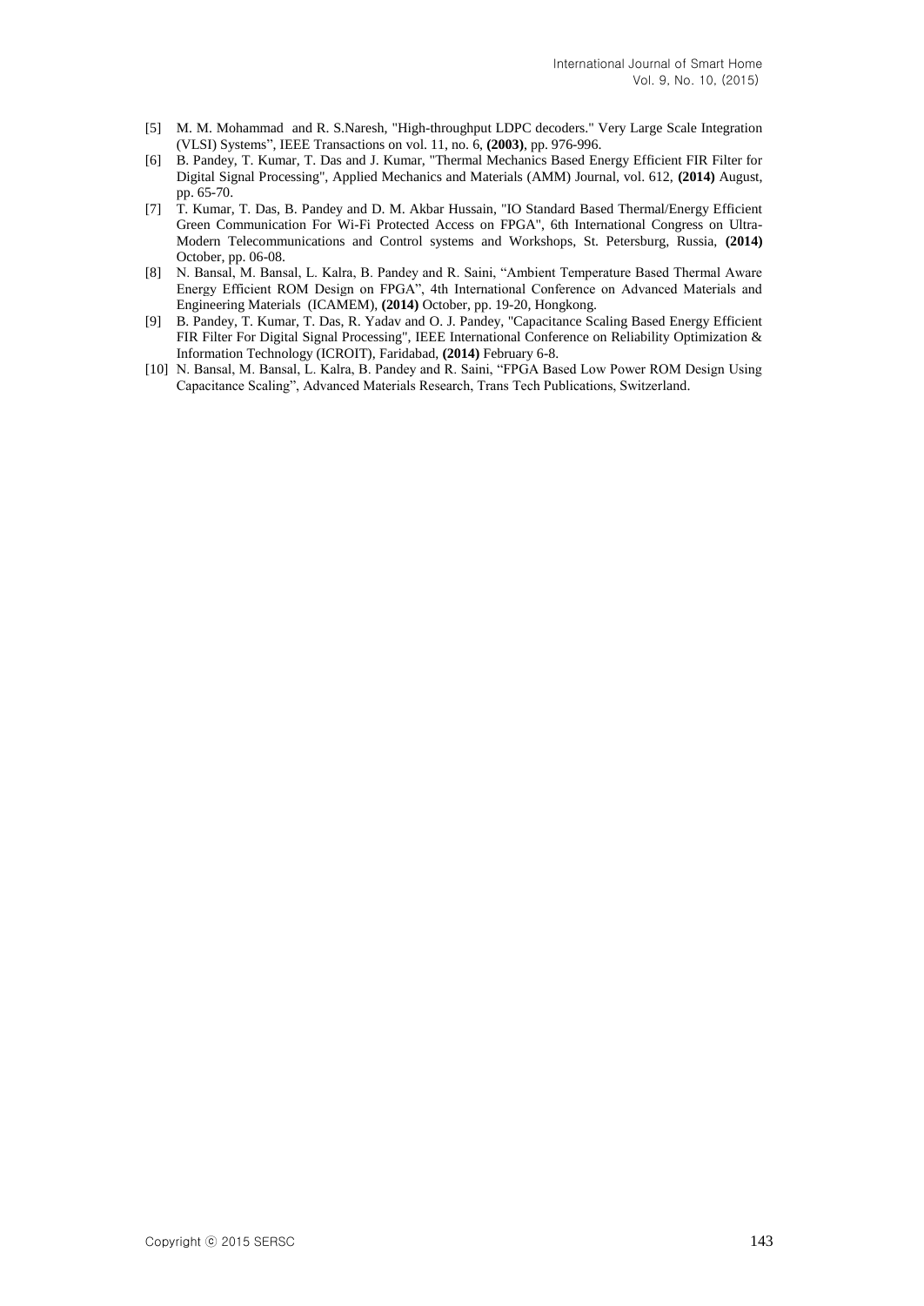[5] M. M. Mohammad and R. S.Naresh, "High-throughput LDPC decoders." Very Large Scale Integration (VLSI) Systems", IEEE Transactions on vol. 11, no. 6, **(2003)**, pp. 976-996.

[6] B. Pandey, T. Kumar, T. Das and J. Kumar, "Thermal Mechanics Based Energy Efficient FIR Filter for Digital Signal Processing", Applied Mechanics and Materials (AMM) Journal, vol. 612, **(2014)** August, pp. 65-70.

[7] T. Kumar, T. Das, B. Pandey and D. M. Akbar Hussain, "IO Standard Based Thermal/Energy Efficient Green Communication For Wi-Fi Protected Access on FPGA", 6th International Congress on Ultra-Modern Telecommunications and Control systems and Workshops, St. Petersburg, Russia, **(2014)** October, pp. 06-08.

[8] N. Bansal, M. Bansal, L. Kalra, B. Pandey and R. Saini, "Ambient Temperature Based Thermal Aware Energy Efficient ROM Design on FPGA", 4th International Conference on Advanced Materials and Engineering Materials (ICAMEM), **(2014)** October, pp. 19-20, Hongkong.

[9] B. Pandey, T. Kumar, T. Das, R. Yadav and O. J. Pandey, "Capacitance Scaling Based Energy Efficient FIR Filter For Digital Signal Processing", IEEE International Conference on Reliability Optimization & Information Technology (ICROIT), Faridabad, **(2014)** February 6-8.

[10] N. Bansal, M. Bansal, L. Kalra, B. Pandey and R. Saini, "FPGA Based Low Power ROM Design Using Capacitance Scaling", Advanced Materials Research, Trans Tech Publications, Switzerland.